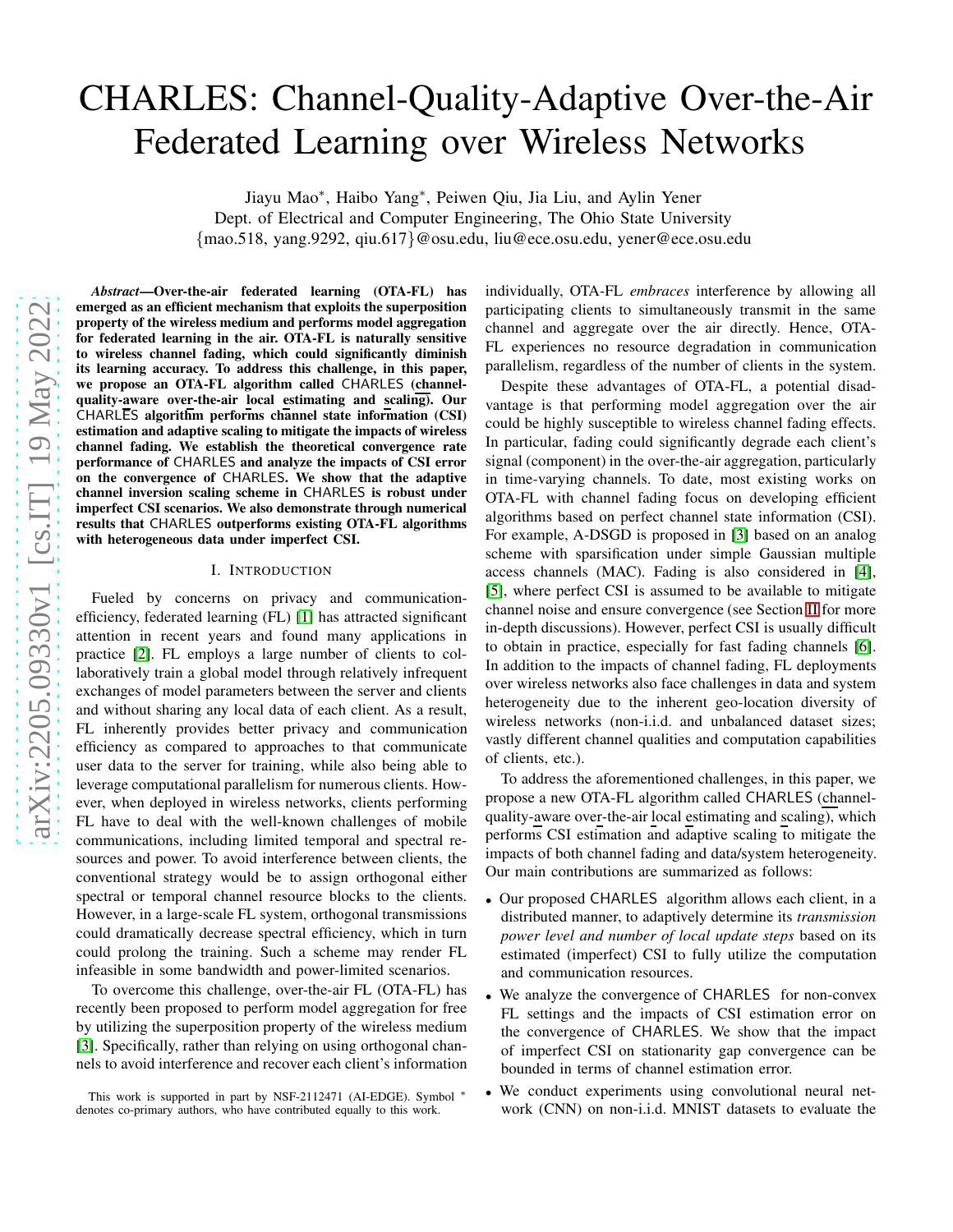# CHARLES: Channel-Quality-Adaptive Over-the-Air Federated Learning over Wireless Networks

Jiayu Mao*, Haibo Yang*, Peiwen Qiu, Jia Liu, and Aylin Yener

Dept. of Electrical and Computer Engineering, The Ohio State University

{mao.518, yang.9292, qiu.617}@osu.edu, liu@ece.osu.edu, yener@ece.osu.edu

***Abstract*—Over-the-air federated learning (OTA-FL) has emerged as an efficient mechanism that exploits the superposition property of the wireless medium and performs model aggregation for federated learning in the air. OTA-FL is naturally sensitive to wireless channel fading, which could significantly diminish its learning accuracy. To address this challenge, in this paper, we propose an OTA-FL algorithm called CHARLES (channel-quality-aware over-the-air local estimating and scaling). Our CHARLES algorithm performs channel state information (CSI) estimation and adaptive scaling to mitigate the impacts of wireless channel fading. We establish the theoretical convergence rate performance of CHARLES and analyze the impacts of CSI error on the convergence of CHARLES. We show that the adaptive channel inversion scaling scheme in CHARLES is robust under imperfect CSI scenarios. We also demonstrate through numerical results that CHARLES outperforms existing OTA-FL algorithms with heterogeneous data under imperfect CSI.**

## I. Introduction

Fueled by concerns on privacy and communication-efficiency, federated learning (FL) [1] has attracted significant attention in recent years and found many applications in practice [2]. FL employs a large number of clients to collaboratively train a global model through relatively infrequent exchanges of model parameters between the server and clients and without sharing any local data of each client. As a result, FL inherently provides better privacy and communication efficiency as compared to approaches to that communicate user data to the server for training, while also being able to leverage computational parallelism for numerous clients. However, when deployed in wireless networks, clients performing FL have to deal with the well-known challenges of mobile communications, including limited temporal and spectral resources and power. To avoid interference between clients, the conventional strategy would be to assign orthogonal either spectral or temporal channel resource blocks to the clients. However, in a large-scale FL system, orthogonal transmissions could dramatically decrease spectral efficiency, which in turn could prolong the training. Such a scheme may render FL infeasible in some bandwidth and power-limited scenarios.

To overcome this challenge, over-the-air FL (OTA-FL) has recently been proposed to perform model aggregation for free by utilizing the superposition property of the wireless medium [3]. Specifically, rather than relying on using orthogonal channels to avoid interference and recover each client's information individually, OTA-FL *embraces* interference by allowing all participating clients to simultaneously transmit in the same channel and aggregate over the air directly. Hence, OTA-FL experiences no resource degradation in communication parallelism, regardless of the number of clients in the system.

Despite these advantages of OTA-FL, a potential disadvantage is that performing model aggregation over the air could be highly susceptible to wireless channel fading effects. In particular, fading could significantly degrade each client's signal (component) in the over-the-air aggregation, particularly in time-varying channels. To date, most existing works on OTA-FL with channel fading focus on developing efficient algorithms based on perfect channel state information (CSI). For example, A-DSGD is proposed in [3] based on an analog scheme with sparsification under simple Gaussian multiple access channels (MAC). Fading is also considered in [4], [5], where perfect CSI is assumed to be available to mitigate channel noise and ensure convergence (see Section II for more in-depth discussions). However, perfect CSI is usually difficult to obtain in practice, especially for fast fading channels [6]. In addition to the impacts of channel fading, FL deployments over wireless networks also face challenges in data and system heterogeneity due to the inherent geo-location diversity of wireless networks (non-i.i.d. and unbalanced dataset sizes; vastly different channel qualities and computation capabilities of clients, etc.).

To address the aforementioned challenges, in this paper, we propose a new OTA-FL algorithm called CHARLES (channel-quality-aware over-the-air local estimating and scaling), which performs CSI estimation and adaptive scaling to mitigate the impacts of both channel fading and data/system heterogeneity. Our main contributions are summarized as follows:

- Our proposed CHARLES algorithm allows each client, in a distributed manner, to adaptively determine its *transmission power level and number of local update steps* based on its estimated (imperfect) CSI to fully utilize the computation and communication resources.
- We analyze the convergence of CHARLES for non-convex FL settings and the impacts of CSI estimation error on the convergence of CHARLES. We show that the impact of imperfect CSI on stationarity gap convergence can be bounded in terms of channel estimation error.
- We conduct experiments using convolutional neural network (CNN) on non-i.i.d. MNIST datasets to evaluate the

This work is supported in part by NSF-2112471 (AI-EDGE). Symbol * denotes co-primary authors, who have contributed equally to this work.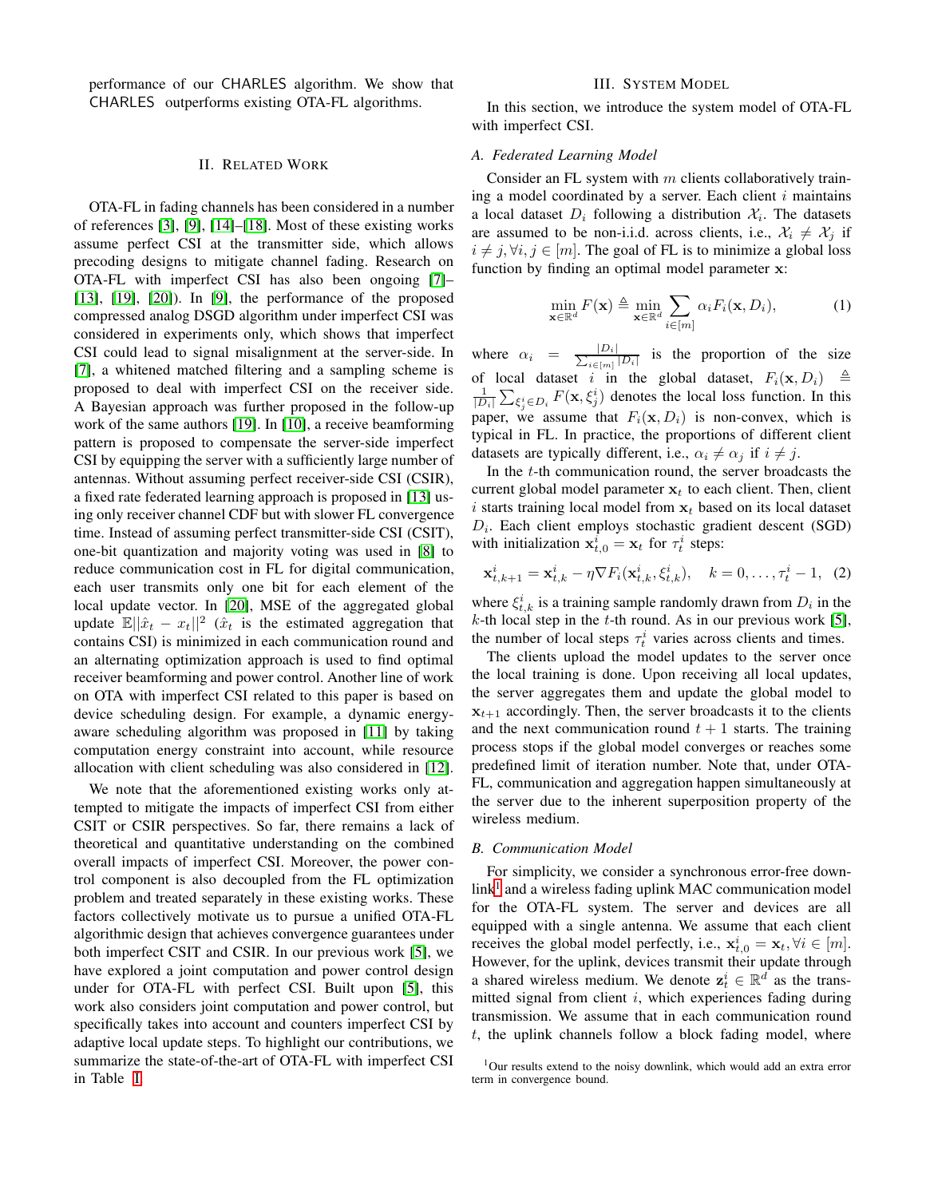performance of our CHARLES algorithm. We show that CHARLES outperforms existing OTA-FL algorithms.

## II. Related Work

OTA-FL in fading channels has been considered in a number of references [3], [9], [14]–[18]. Most of these existing works assume perfect CSI at the transmitter side, which allows precoding designs to mitigate channel fading. Research on OTA-FL with imperfect CSI has also been ongoing ([7]–[13], [19], [20]). In [9], the performance of the proposed compressed analog DSGD algorithm under imperfect CSI was considered in experiments only, which shows that imperfect CSI could lead to signal misalignment at the server-side. In [7], a whitened matched filtering and a sampling scheme is proposed to deal with imperfect CSI on the receiver side. A Bayesian approach was further proposed in the follow-up work of the same authors [19]. In [10], a receive beamforming pattern is proposed to compensate the server-side imperfect CSI by equipping the server with a sufficiently large number of antennas. Without assuming perfect receiver-side CSI (CSIR), a fixed rate federated learning approach is proposed in [13] using only receiver channel CDF but with slower FL convergence time. Instead of assuming perfect transmitter-side CSI (CSIT), one-bit quantization and majority voting was used in [8] to reduce communication cost in FL for digital communication, each user transmits only one bit for each element of the local update vector. In [20], MSE of the aggregated global update $\mathbb{E}||\hat{x}_t - x_t||^2$ ($\hat{x}_t$ is the estimated aggregation that contains CSI) is minimized in each communication round and an alternating optimization approach is used to find optimal receiver beamforming and power control. Another line of work on OTA with imperfect CSI related to this paper is based on device scheduling design. For example, a dynamic energy-aware scheduling algorithm was proposed in [11] by taking computation energy constraint into account, while resource allocation with client scheduling was also considered in [12].

We note that the aforementioned existing works only attempted to mitigate the impacts of imperfect CSI from either CSIT or CSIR perspectives. So far, there remains a lack of theoretical and quantitative understanding on the combined overall impacts of imperfect CSI. Moreover, the power control component is also decoupled from the FL optimization problem and treated separately in these existing works. These factors collectively motivate us to pursue a unified OTA-FL algorithmic design that achieves convergence guarantees under both imperfect CSIT and CSIR. In our previous work [5], we have explored a joint computation and power control design under for OTA-FL with perfect CSI. Built upon [5], this work also considers joint computation and power control, but specifically takes into account and counters imperfect CSI by adaptive local update steps. To highlight our contributions, we summarize the state-of-the-art of OTA-FL with imperfect CSI in Table I.

## III. System Model

In this section, we introduce the system model of OTA-FL with imperfect CSI.

### A. Federated Learning Model

Consider an FL system with $m$ clients collaboratively training a model coordinated by a server. Each client $i$ maintains a local dataset $D_i$ following a distribution $\mathcal{X}_i$. The datasets are assumed to be non-i.i.d. across clients, i.e., $\mathcal{X}_i \neq \mathcal{X}_j$ if $i \neq j, \forall i, j \in [m]$. The goal of FL is to minimize a global loss function by finding an optimal model parameter $\mathbf{x}$:

$$\min_{\mathbf{x}\in\mathbb{R}^d} F(\mathbf{x}) \triangleq \min_{\mathbf{x}\in\mathbb{R}^d} \sum_{i\in[m]} \alpha_i F_i(\mathbf{x}, D_i), \tag{1}$$

where $\alpha_i = \frac{|D_i|}{\sum_{i\in[m]}|D_i|}$ is the proportion of the size of local dataset $i$ in the global dataset, $F_i(\mathbf{x}, D_i) \triangleq \frac{1}{|D_i|}\sum_{\xi_j^i \in D_i} F(\mathbf{x}, \xi_j^i)$ denotes the local loss function. In this paper, we assume that $F_i(\mathbf{x}, D_i)$ is non-convex, which is typical in FL. In practice, the proportions of different client datasets are typically different, i.e., $\alpha_i \neq \alpha_j$ if $i \neq j$.

In the $t$-th communication round, the server broadcasts the current global model parameter $\mathbf{x}_t$ to each client. Then, client $i$ starts training local model from $\mathbf{x}_t$ based on its local dataset $D_i$. Each client employs stochastic gradient descent (SGD) with initialization $\mathbf{x}_{t,0}^i = \mathbf{x}_t$ for $\tau_t^i$ steps:

$$\mathbf{x}_{t,k+1}^i = \mathbf{x}_{t,k}^i - \eta \nabla F_i(\mathbf{x}_{t,k}^i, \xi_{t,k}^i), \quad k = 0, \ldots, \tau_t^i - 1, \tag{2}$$

where $\xi_{t,k}^i$ is a training sample randomly drawn from $D_i$ in the $k$-th local step in the $t$-th round. As in our previous work [5], the number of local steps $\tau_t^i$ varies across clients and times.

The clients upload the model updates to the server once the local training is done. Upon receiving all local updates, the server aggregates them and update the global model to $\mathbf{x}_{t+1}$ accordingly. Then, the server broadcasts it to the clients and the next communication round $t+1$ starts. The training process stops if the global model converges or reaches some predefined limit of iteration number. Note that, under OTA-FL, communication and aggregation happen simultaneously at the server due to the inherent superposition property of the wireless medium.

### B. Communication Model

For simplicity, we consider a synchronous error-free downlink[1] and a wireless fading uplink MAC communication model for the OTA-FL system. The server and devices are all equipped with a single antenna. We assume that each client receives the global model perfectly, i.e., $\mathbf{x}_{t,0}^i = \mathbf{x}_t, \forall i \in [m]$. However, for the uplink, devices transmit their update through a shared wireless medium. We denote $\mathbf{z}_t^i \in \mathbb{R}^d$ as the transmitted signal from client $i$, which experiences fading during transmission. We assume that in each communication round $t$, the uplink channels follow a block fading model, where

[1]Our results extend to the noisy downlink, which would add an extra error term in convergence bound.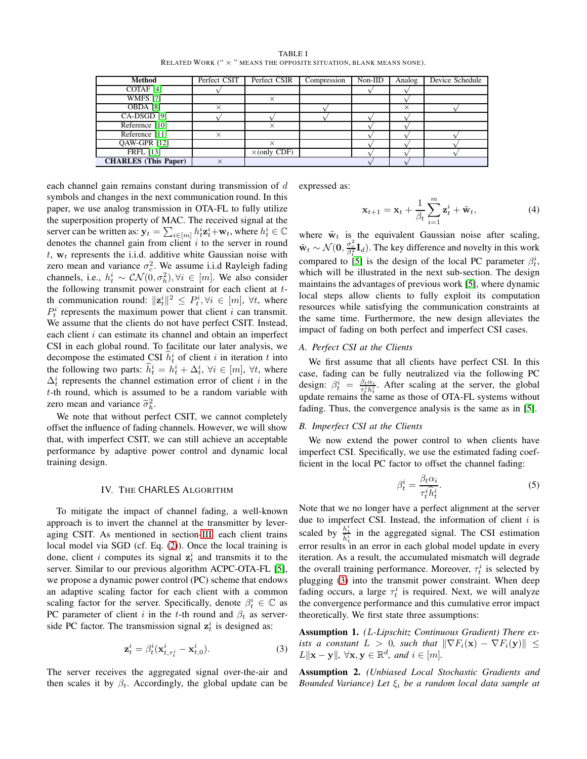TABLE I
RELATED WORK (" × " MEANS THE OPPOSITE SITUATION, BLANK MEANS NONE).

| Method | Perfect CSIT | Perfect CSIR | Compression | Non-IID | Analog | Device Schedule |
|---|---|---|---|---|---|---|
| COTAF [4] | √ | | | √ | √ | |
| WMFS [7] | | × | | | √ | |
| OBDA [8] | × | | √ | | × | √ |
| CA-DSGD [9] | √ | √ | √ | √ | √ | |
| Reference [10] | | × | | √ | √ | |
| Reference [11] | × | | | √ | √ | √ |
| QAW-GPR [12] | | × | | √ | √ | √ |
| FRFL [13] | | ×(only CDF) | | √ | √ | √ |
| **CHARLES (This Paper)** | × | | | √ | √ | |

each channel gain remains constant during transmission of $d$ symbols and changes in the next communication round. In this paper, we use analog transmission in OTA-FL to fully utilize the superposition property of MAC. The received signal at the server can be written as: $\mathbf{y}_t = \sum_{i\in[m]} h_t^i \mathbf{z}_t^i + \mathbf{w}_t$, where $h_t^i \in \mathbb{C}$ denotes the channel gain from client $i$ to the server in round $t$, $\mathbf{w}_t$ represents the i.i.d. additive white Gaussian noise with zero mean and variance $\sigma_c^2$. We assume i.i.d Rayleigh fading channels, i.e., $h_t^i \sim \mathcal{CN}(0, \sigma_h^2), \forall i \in [m]$. We also consider the following transmit power constraint for each client at $t$-th communication round: $\|\mathbf{z}_t^i\|^2 \leq P_t^i, \forall i \in [m], \forall t$, where $P_t^i$ represents the maximum power that client $i$ can transmit. We assume that the clients do not have perfect CSIT. Instead, each client $i$ can estimate its channel and obtain an imperfect CSI in each global round. To facilitate our later analysis, we decompose the estimated CSI $\widehat{h}_t^i$ of client $i$ in iteration $t$ into the following two parts: $\widehat{h}_t^i = h_t^i + \Delta_t^i, \forall i \in [m], \forall t$, where $\Delta_t^i$ represents the channel estimation error of client $i$ in the $t$-th round, which is assumed to be a random variable with zero mean and variance $\widetilde{\sigma}_h^2$.

We note that without perfect CSIT, we cannot completely offset the influence of fading channels. However, we will show that, with imperfect CSIT, we can still achieve an acceptable performance by adaptive power control and dynamic local training design.

## IV. THE CHARLES ALGORITHM

To mitigate the impact of channel fading, a well-known approach is to invert the channel at the transmitter by leveraging CSIT. As mentioned in section-III, each client trains local model via SGD (cf. Eq. (2)). Once the local training is done, client $i$ computes its signal $\mathbf{z}_t^i$ and transmits it to the server. Similar to our previous algorithm ACPC-OTA-FL [5], we propose a dynamic power control (PC) scheme that endows an adaptive scaling factor for each client with a common scaling factor for the server. Specifically, denote $\beta_t^i \in \mathbb{C}$ as PC parameter of client $i$ in the $t$-th round and $\beta_t$ as server-side PC factor. The transmission signal $\mathbf{z}_t^i$ is designed as:

$$\mathbf{z}_t^i = \beta_t^i (\mathbf{x}_{t,\tau_t^i}^i - \mathbf{x}_{t,0}^i). \tag{3}$$

The server receives the aggregated signal over-the-air and then scales it by $\beta_t$. Accordingly, the global update can be expressed as:

$$\mathbf{x}_{t+1} = \mathbf{x}_t + \frac{1}{\beta_t}\sum_{i=1}^{m} \mathbf{z}_t^i + \tilde{\mathbf{w}}_t, \tag{4}$$

where $\tilde{\mathbf{w}}_t$ is the equivalent Gaussian noise after scaling, $\tilde{\mathbf{w}}_t \sim \mathcal{N}(\mathbf{0}, \frac{\sigma_c^2}{\beta_t^2}\mathbf{I}_d)$. The key difference and novelty in this work compared to [5] is the design of the local PC parameter $\beta_t^i$, which will be illustrated in the next sub-section. The design maintains the advantages of previous work [5], where dynamic local steps allow clients to fully exploit its computation resources while satisfying the communication constraints at the same time. Furthermore, the new design alleviates the impact of fading on both perfect and imperfect CSI cases.

### A. Perfect CSI at the Clients

We first assume that all clients have perfect CSI. In this case, fading can be fully neutralized via the following PC design: $\beta_t^i = \frac{\beta_t \alpha_i}{\tau_t^i h_t^i}$. After scaling at the server, the global update remains the same as those of OTA-FL systems without fading. Thus, the convergence analysis is the same as in [5].

### B. Imperfect CSI at the Clients

We now extend the power control to when clients have imperfect CSI. Specifically, we use the estimated fading coefficient in the local PC factor to offset the channel fading:

$$\beta_t^i = \frac{\beta_t \alpha_i}{\tau_t^i \widehat{h}_t^i}. \tag{5}$$

Note that we no longer have a perfect alignment at the server due to imperfect CSI. Instead, the information of client $i$ is scaled by $\frac{h_t^i}{\widehat{h}_t^i}$ in the aggregated signal. The CSI estimation error results in an error in each global model update in every iteration. As a result, the accumulated mismatch will degrade the overall training performance. Moreover, $\tau_t^i$ is selected by plugging (3) into the transmit power constraint. When deep fading occurs, a large $\tau_t^i$ is required. Next, we will analyze the convergence performance and this cumulative error impact theoretically. We first state three assumptions:

**Assumption 1.** *(L-Lipschitz Continuous Gradient) There exists a constant $L > 0$, such that $\|\nabla F_i(\mathbf{x}) - \nabla F_i(\mathbf{y})\| \leq L\|\mathbf{x} - \mathbf{y}\|$, $\forall \mathbf{x}, \mathbf{y} \in \mathbb{R}^d$, and $i \in [m]$.*

**Assumption 2.** *(Unbiased Local Stochastic Gradients and Bounded Variance) Let $\xi_i$ be a random local data sample at*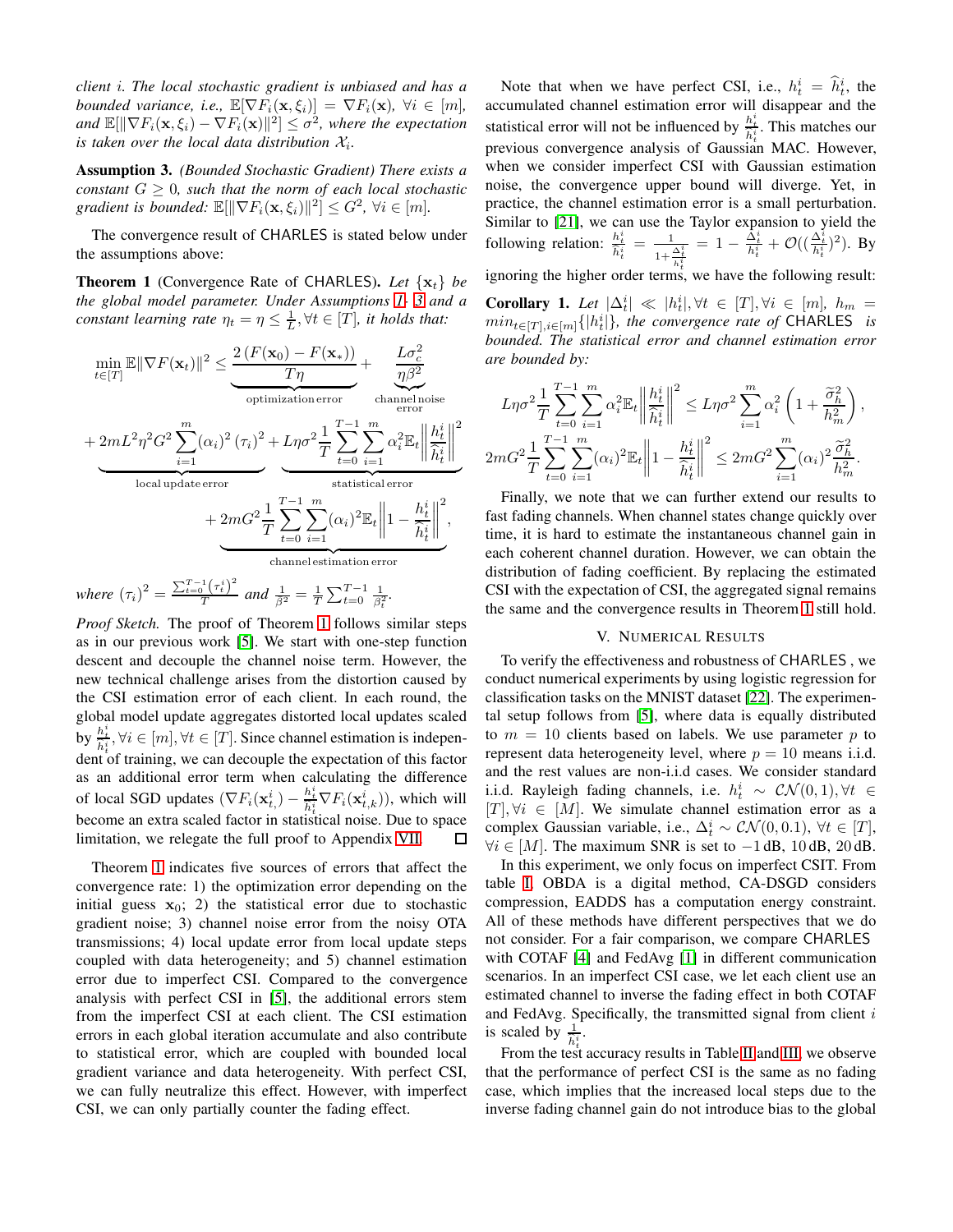*client $i$. The local stochastic gradient is unbiased and has a bounded variance, i.e., $\mathbb{E}[\nabla F_i(\mathbf{x}, \xi_i)] = \nabla F_i(\mathbf{x})$, $\forall i \in [m]$, and $\mathbb{E}[\|\nabla F_i(\mathbf{x}, \xi_i) - \nabla F_i(\mathbf{x})\|^2] \leq \sigma^2$, where the expectation is taken over the local data distribution $\mathcal{X}_i$.*

**Assumption 3.** *(Bounded Stochastic Gradient) There exists a constant $G \geq 0$, such that the norm of each local stochastic gradient is bounded: $\mathbb{E}[\|\nabla F_i(\mathbf{x}, \xi_i)\|^2] \leq G^2$, $\forall i \in [m]$.*

The convergence result of CHARLES is stated below under the assumptions above:

**Theorem 1** (Convergence Rate of CHARLES). *Let $\{\mathbf{x}_t\}$ be the global model parameter. Under Assumptions 1- 3 and a constant learning rate $\eta_t = \eta \leq \frac{1}{L}, \forall t \in [T]$, it holds that:*

$$
\begin{aligned}
\min_{t\in[T]} \mathbb{E}\|\nabla F(\mathbf{x}_t)\|^2 \leq \underbrace{\frac{2\left(F(\mathbf{x}_0) - F(\mathbf{x}_*)\right)}{T\eta}}_{\text{optimization error}} + \underbrace{\frac{L\sigma_c^2}{\eta\beta^2}}_{\text{channel noise error}} \\
+ \underbrace{2mL^2\eta^2G^2\sum_{i=1}^{m}(\alpha_i)^2(\tau_i)^2}_{\text{local update error}} + \underbrace{L\eta\sigma^2\frac{1}{T}\sum_{t=0}^{T-1}\sum_{i=1}^{m}\alpha_i^2\mathbb{E}_t\left\|\frac{h_t^i}{\widehat{h}_t^i}\right\|^2}_{\text{statistical error}} \\
+ \underbrace{2mG^2\frac{1}{T}\sum_{t=0}^{T-1}\sum_{i=1}^{m}(\alpha_i)^2\mathbb{E}_t\left\|1 - \frac{h_t^i}{\widehat{h}_t^i}\right\|^2}_{\text{channel estimation error}},
\end{aligned}
$$

*where $(\tau_i)^2 = \frac{\sum_{t=0}^{T-1}(\tau_t^i)^2}{T}$ and $\frac{1}{\beta^2} = \frac{1}{T}\sum_{t=0}^{T-1}\frac{1}{\beta_t^2}$.*

*Proof Sketch.* The proof of Theorem 1 follows similar steps as in our previous work [5]. We start with one-step function descent and decouple the channel noise term. However, the new technical challenge arises from the distortion caused by the CSI estimation error of each client. In each round, the global model update aggregates distorted local updates scaled by $\frac{h_t^i}{\widehat{h}_t^i}, \forall i \in [m], \forall t \in [T]$. Since channel estimation is independent of training, we can decouple the expectation of this factor as an additional error term when calculating the difference of local SGD updates $(\nabla F_i(\mathbf{x}_{t,}^i) - \frac{h_t^i}{\widehat{h}_t^i}\nabla F_i(\mathbf{x}_{t,k}^i))$, which will become an extra scaled factor in statistical noise. Due to space limitation, we relegate the full proof to Appendix VII. ◻

Theorem 1 indicates five sources of errors that affect the convergence rate: 1) the optimization error depending on the initial guess $\mathbf{x}_0$; 2) the statistical error due to stochastic gradient noise; 3) channel noise error from the noisy OTA transmissions; 4) local update error from local update steps coupled with data heterogeneity; and 5) channel estimation error due to imperfect CSI. Compared to the convergence analysis with perfect CSI in [5], the additional errors stem from the imperfect CSI at each client. The CSI estimation errors in each global iteration accumulate and also contribute to statistical error, which are coupled with bounded local gradient variance and data heterogeneity. With perfect CSI, we can fully neutralize this effect. However, with imperfect CSI, we can only partially counter the fading effect.

Note that when we have perfect CSI, i.e., $h_t^i = \widehat{h}_t^i$, the accumulated channel estimation error will disappear and the statistical error will not be influenced by $\frac{h_t^i}{\widehat{h}_t^i}$. This matches our previous convergence analysis of Gaussian MAC. However, when we consider imperfect CSI with Gaussian estimation noise, the convergence upper bound will diverge. Yet, in practice, the channel estimation error is a small perturbation. Similar to [21], we can use the Taylor expansion to yield the following relation: $\frac{h_t^i}{\widehat{h}_t^i} = \frac{1}{1+\frac{\Delta_t^i}{h_t^i}} = 1 - \frac{\Delta_t^i}{h_t^i} + \mathcal{O}((\frac{\Delta_t^i}{h_t^i})^2)$. By ignoring the higher order terms, we have the following result:

**Corollary 1.** *Let $|\Delta_t^i| \ll |h_t^i|, \forall t \in [T], \forall i \in [m]$, $h_m = min_{t\in[T], i\in[m]}\{|h_t^i|\}$, the convergence rate of CHARLES is bounded. The statistical error and channel estimation error are bounded by:*

$$
L\eta\sigma^2\frac{1}{T}\sum_{t=0}^{T-1}\sum_{i=1}^{m}\alpha_i^2\mathbb{E}_t\left\|\frac{h_t^i}{\widehat{h}_t^i}\right\|^2 \leq L\eta\sigma^2\sum_{i=1}^{m}\alpha_i^2\left(1 + \frac{\widetilde{\sigma}_h^2}{h_m^2}\right),
$$
$$
2mG^2\frac{1}{T}\sum_{t=0}^{T-1}\sum_{i=1}^{m}(\alpha_i)^2\mathbb{E}_t\left\|1 - \frac{h_t^i}{\widehat{h}_t^i}\right\|^2 \leq 2mG^2\sum_{i=1}^{m}(\alpha_i)^2\frac{\widetilde{\sigma}_h^2}{h_m^2}.
$$

Finally, we note that we can further extend our results to fast fading channels. When channel states change quickly over time, it is hard to estimate the instantaneous channel gain in each coherent channel duration. However, we can obtain the distribution of fading coefficient. By replacing the estimated CSI with the expectation of CSI, the aggregated signal remains the same and the convergence results in Theorem 1 still hold.

## V. Numerical Results

To verify the effectiveness and robustness of CHARLES , we conduct numerical experiments by using logistic regression for classification tasks on the MNIST dataset [22]. The experimental setup follows from [5], where data is equally distributed to $m = 10$ clients based on labels. We use parameter $p$ to represent data heterogeneity level, where $p = 10$ means i.i.d. and the rest values are non-i.i.d cases. We consider standard i.i.d. Rayleigh fading channels, i.e. $h_t^i \sim \mathcal{CN}(0, 1), \forall t \in [T], \forall i \in [M]$. We simulate channel estimation error as a complex Gaussian variable, i.e., $\Delta_t^i \sim \mathcal{CN}(0, 0.1)$, $\forall t \in [T]$, $\forall i \in [M]$. The maximum SNR is set to $-1\,\text{dB}$, $10\,\text{dB}$, $20\,\text{dB}$.

In this experiment, we only focus on imperfect CSIT. From table I, OBDA is a digital method, CA-DSGD considers compression, EADDS has a computation energy constraint. All of these methods have different perspectives that we do not consider. For a fair comparison, we compare CHARLES with COTAF [4] and FedAvg [1] in different communication scenarios. In an imperfect CSI case, we let each client use an estimated channel to inverse the fading effect in both COTAF and FedAvg. Specifically, the transmitted signal from client $i$ is scaled by $\frac{1}{\widehat{h}_t^i}$.

From the test accuracy results in Table II and III, we observe that the performance of perfect CSI is the same as no fading case, which implies that the increased local steps due to the inverse fading channel gain do not introduce bias to the global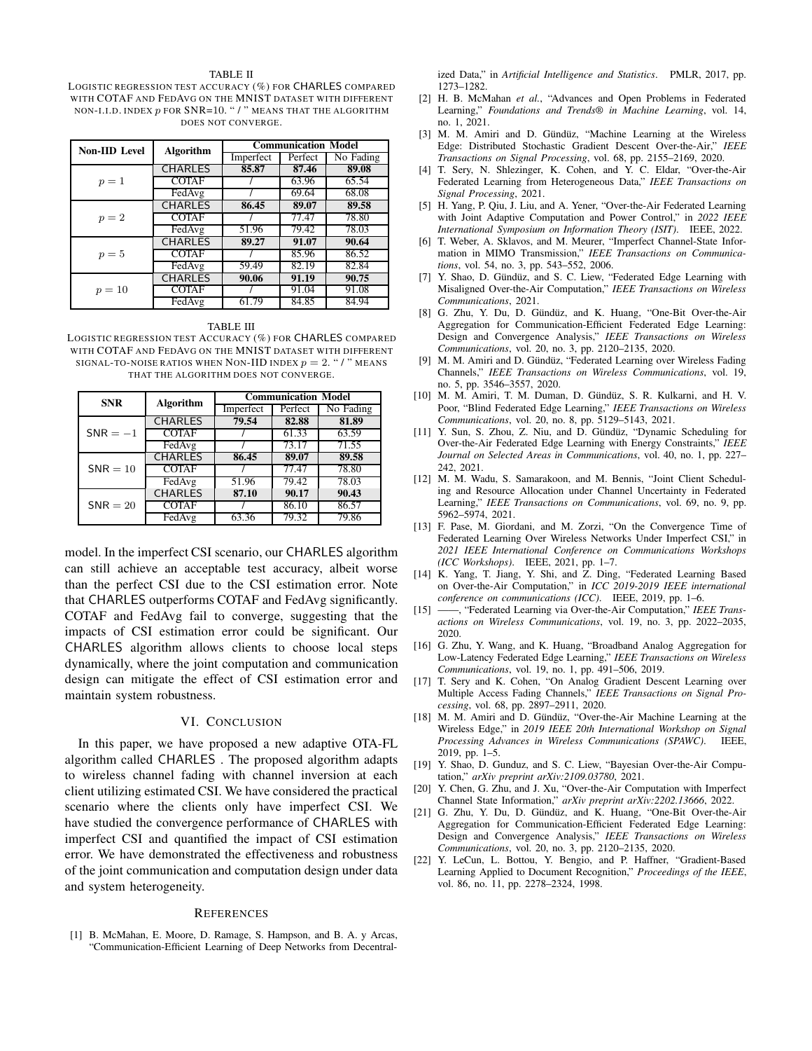TABLE II

LOGISTIC REGRESSION TEST ACCURACY (%) FOR CHARLES COMPARED WITH COTAF AND FEDAVG ON THE MNIST DATASET WITH DIFFERENT NON-I.I.D. INDEX $p$ FOR SNR=10. " / " MEANS THAT THE ALGORITHM DOES NOT CONVERGE.

| Non-IID Level | Algorithm | Communication Model | | |
|---|---|---|---|---|
| | | Imperfect | Perfect | No Fading |
| $p = 1$ | CHARLES | **85.87** | **87.46** | **89.08** |
| | COTAF | / | 63.96 | 65.54 |
| | FedAvg | / | 69.64 | 68.08 |
| $p = 2$ | CHARLES | **86.45** | **89.07** | **89.58** |
| | COTAF | / | 77.47 | 78.80 |
| | FedAvg | 51.96 | 79.42 | 78.03 |
| $p = 5$ | CHARLES | **89.27** | **91.07** | **90.64** |
| | COTAF | / | 85.96 | 86.52 |
| | FedAvg | 59.49 | 82.19 | 82.84 |
| $p = 10$ | CHARLES | **90.06** | **91.19** | **90.75** |
| | COTAF | / | 91.04 | 91.08 |
| | FedAvg | 61.79 | 84.85 | 84.94 |

TABLE III

LOGISTIC REGRESSION TEST ACCURACY (%) FOR CHARLES COMPARED WITH COTAF AND FEDAVG ON THE MNIST DATASET WITH DIFFERENT SIGNAL-TO-NOISE RATIOS WHEN NON-IID INDEX $p = 2$. " / " MEANS THAT THE ALGORITHM DOES NOT CONVERGE.

| SNR | Algorithm | Communication Model | | |
|---|---|---|---|---|
| | | Imperfect | Perfect | No Fading |
| SNR $= -1$ | CHARLES | **79.54** | **82.88** | **81.89** |
| | COTAF | / | 61.33 | 63.59 |
| | FedAvg | / | 73.17 | 71.55 |
| SNR $= 10$ | CHARLES | **86.45** | **89.07** | **89.58** |
| | COTAF | / | 77.47 | 78.80 |
| | FedAvg | 51.96 | 79.42 | 78.03 |
| SNR $= 20$ | CHARLES | **87.10** | **90.17** | **90.43** |
| | COTAF | / | 86.10 | 86.57 |
| | FedAvg | 63.36 | 79.32 | 79.86 |

model. In the imperfect CSI scenario, our CHARLES algorithm can still achieve an acceptable test accuracy, albeit worse than the perfect CSI due to the CSI estimation error. Note that CHARLES outperforms COTAF and FedAvg significantly. COTAF and FedAvg fail to converge, suggesting that the impacts of CSI estimation error could be significant. Our CHARLES algorithm allows clients to choose local steps dynamically, where the joint computation and communication design can mitigate the effect of CSI estimation error and maintain system robustness.

## VI. CONCLUSION

In this paper, we have proposed a new adaptive OTA-FL algorithm called CHARLES . The proposed algorithm adapts to wireless channel fading with channel inversion at each client utilizing estimated CSI. We have considered the practical scenario where the clients only have imperfect CSI. We have studied the convergence performance of CHARLES with imperfect CSI and quantified the impact of CSI estimation error. We have demonstrated the effectiveness and robustness of the joint communication and computation design under data and system heterogeneity.

## REFERENCES

[1] B. McMahan, E. Moore, D. Ramage, S. Hampson, and B. A. y Arcas, "Communication-Efficient Learning of Deep Networks from Decentralized Data," in *Artificial Intelligence and Statistics*. PMLR, 2017, pp. 1273–1282.

[2] H. B. McMahan *et al.*, "Advances and Open Problems in Federated Learning," *Foundations and Trends® in Machine Learning*, vol. 14, no. 1, 2021.

[3] M. M. Amiri and D. Gündüz, "Machine Learning at the Wireless Edge: Distributed Stochastic Gradient Descent Over-the-Air," *IEEE Transactions on Signal Processing*, vol. 68, pp. 2155–2169, 2020.

[4] T. Sery, N. Shlezinger, K. Cohen, and Y. C. Eldar, "Over-the-Air Federated Learning from Heterogeneous Data," *IEEE Transactions on Signal Processing*, 2021.

[5] H. Yang, P. Qiu, J. Liu, and A. Yener, "Over-the-Air Federated Learning with Joint Adaptive Computation and Power Control," in *2022 IEEE International Symposium on Information Theory (ISIT)*. IEEE, 2022.

[6] T. Weber, A. Sklavos, and M. Meurer, "Imperfect Channel-State Information in MIMO Transmission," *IEEE Transactions on Communications*, vol. 54, no. 3, pp. 543–552, 2006.

[7] Y. Shao, D. Gündüz, and S. C. Liew, "Federated Edge Learning with Misaligned Over-the-Air Computation," *IEEE Transactions on Wireless Communications*, 2021.

[8] G. Zhu, Y. Du, D. Gündüz, and K. Huang, "One-Bit Over-the-Air Aggregation for Communication-Efficient Federated Edge Learning: Design and Convergence Analysis," *IEEE Transactions on Wireless Communications*, vol. 20, no. 3, pp. 2120–2135, 2020.

[9] M. M. Amiri and D. Gündüz, "Federated Learning over Wireless Fading Channels," *IEEE Transactions on Wireless Communications*, vol. 19, no. 5, pp. 3546–3557, 2020.

[10] M. M. Amiri, T. M. Duman, D. Gündüz, S. R. Kulkarni, and H. V. Poor, "Blind Federated Edge Learning," *IEEE Transactions on Wireless Communications*, vol. 20, no. 8, pp. 5129–5143, 2021.

[11] Y. Sun, S. Zhou, Z. Niu, and D. Gündüz, "Dynamic Scheduling for Over-the-Air Federated Edge Learning with Energy Constraints," *IEEE Journal on Selected Areas in Communications*, vol. 40, no. 1, pp. 227–242, 2021.

[12] M. M. Wadu, S. Samarakoon, and M. Bennis, "Joint Client Scheduling and Resource Allocation under Channel Uncertainty in Federated Learning," *IEEE Transactions on Communications*, vol. 69, no. 9, pp. 5962–5974, 2021.

[13] F. Pase, M. Giordani, and M. Zorzi, "On the Convergence Time of Federated Learning Over Wireless Networks Under Imperfect CSI," in *2021 IEEE International Conference on Communications Workshops (ICC Workshops)*. IEEE, 2021, pp. 1–7.

[14] K. Yang, T. Jiang, Y. Shi, and Z. Ding, "Federated Learning Based on Over-the-Air Computation," in *ICC 2019-2019 IEEE international conference on communications (ICC)*. IEEE, 2019, pp. 1–6.

[15] ——, "Federated Learning via Over-the-Air Computation," *IEEE Transactions on Wireless Communications*, vol. 19, no. 3, pp. 2022–2035, 2020.

[16] G. Zhu, Y. Wang, and K. Huang, "Broadband Analog Aggregation for Low-Latency Federated Edge Learning," *IEEE Transactions on Wireless Communications*, vol. 19, no. 1, pp. 491–506, 2019.

[17] T. Sery and K. Cohen, "On Analog Gradient Descent Learning over Multiple Access Fading Channels," *IEEE Transactions on Signal Processing*, vol. 68, pp. 2897–2911, 2020.

[18] M. M. Amiri and D. Gündüz, "Over-the-Air Machine Learning at the Wireless Edge," in *2019 IEEE 20th International Workshop on Signal Processing Advances in Wireless Communications (SPAWC)*. IEEE, 2019, pp. 1–5.

[19] Y. Shao, D. Gunduz, and S. C. Liew, "Bayesian Over-the-Air Computation," *arXiv preprint arXiv:2109.03780*, 2021.

[20] Y. Chen, G. Zhu, and J. Xu, "Over-the-Air Computation with Imperfect Channel State Information," *arXiv preprint arXiv:2202.13666*, 2022.

[21] G. Zhu, Y. Du, D. Gündüz, and K. Huang, "One-Bit Over-the-Air Aggregation for Communication-Efficient Federated Edge Learning: Design and Convergence Analysis," *IEEE Transactions on Wireless Communications*, vol. 20, no. 3, pp. 2120–2135, 2020.

[22] Y. LeCun, L. Bottou, Y. Bengio, and P. Haffner, "Gradient-Based Learning Applied to Document Recognition," *Proceedings of the IEEE*, vol. 86, no. 11, pp. 2278–2324, 1998.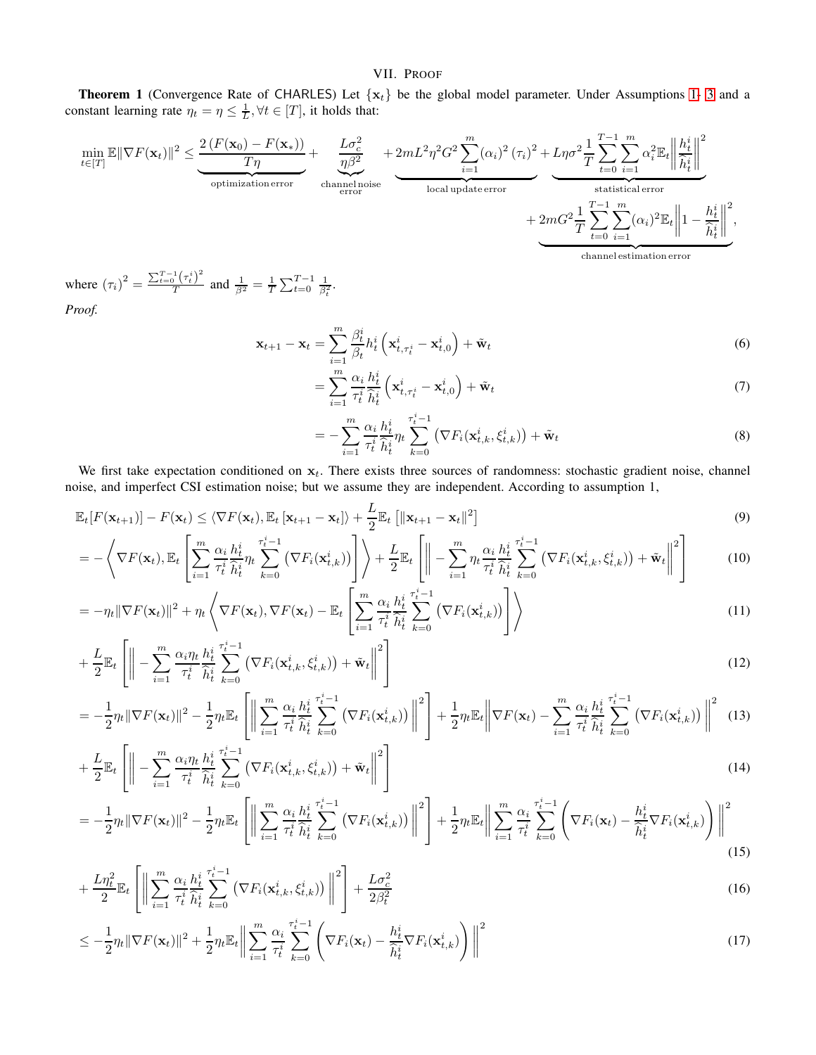## VII. Proof

**Theorem 1** (Convergence Rate of CHARLES) Let $\{\mathbf{x}_t\}$ be the global model parameter. Under Assumptions 1- 3 and a constant learning rate $\eta_t = \eta \leq \frac{1}{L}, \forall t \in [T]$, it holds that:

$$
\min_{t\in[T]} \mathbb{E}\|\nabla F(\mathbf{x}_t)\|^2 \leq \underbrace{\frac{2\left(F(\mathbf{x}_0) - F(\mathbf{x}_*)\right)}{T\eta}}_{\text{optimization error}} + \underbrace{\frac{L\sigma_c^2}{\eta\beta^2}}_{\substack{\text{channel noise}\\ \text{error}}} + \underbrace{2mL^2\eta^2G^2\sum_{i=1}^{m}(\alpha_i)^2(\tau_i)^2}_{\text{local update error}} + \underbrace{L\eta\sigma^2\frac{1}{T}\sum_{t=0}^{T-1}\sum_{i=1}^{m}\alpha_i^2\mathbb{E}_t\left\|\frac{h_t^i}{\widehat{h}_t^i}\right\|^2}_{\text{statistical error}} + \underbrace{2mG^2\frac{1}{T}\sum_{t=0}^{T-1}\sum_{i=1}^{m}(\alpha_i)^2\mathbb{E}_t\left\|1 - \frac{h_t^i}{\widehat{h}_t^i}\right\|^2}_{\text{channel estimation error}},
$$

where $(\tau_i)^2 = \frac{\sum_{t=0}^{T-1}(\tau_t^i)^2}{T}$ and $\frac{1}{\beta^2} = \frac{1}{T}\sum_{t=0}^{T-1}\frac{1}{\beta_t^2}$.

*Proof.*

$$
\mathbf{x}_{t+1} - \mathbf{x}_t = \sum_{i=1}^{m}\frac{\beta_t^i}{\beta_t}h_t^i\left(\mathbf{x}_{t,\tau_t^i}^i - \mathbf{x}_{t,0}^i\right) + \tilde{\mathbf{w}}_t \tag{6}
$$

$$
= \sum_{i=1}^{m}\frac{\alpha_i}{\tau_t^i}\frac{h_t^i}{\widehat{h}_t^i}\left(\mathbf{x}_{t,\tau_t^i}^i - \mathbf{x}_{t,0}^i\right) + \tilde{\mathbf{w}}_t \tag{7}
$$

$$
= -\sum_{i=1}^{m}\frac{\alpha_i}{\tau_t^i}\frac{h_t^i}{\widehat{h}_t^i}\eta_t\sum_{k=0}^{\tau_t^i-1}\left(\nabla F_i(\mathbf{x}_{t,k}^i, \xi_{t,k}^i)\right) + \tilde{\mathbf{w}}_t \tag{8}
$$

We first take expectation conditioned on $\mathbf{x}_t$. There exists three sources of randomness: stochastic gradient noise, channel noise, and imperfect CSI estimation noise; but we assume they are independent. According to assumption 1,

$$
\mathbb{E}_t[F(\mathbf{x}_{t+1})] - F(\mathbf{x}_t) \leq \langle \nabla F(\mathbf{x}_t), \mathbb{E}_t\left[\mathbf{x}_{t+1} - \mathbf{x}_t\right]\rangle + \frac{L}{2}\mathbb{E}_t\left[\|\mathbf{x}_{t+1} - \mathbf{x}_t\|^2\right] \tag{9}
$$

$$
= -\left\langle \nabla F(\mathbf{x}_t), \mathbb{E}_t\left[\sum_{i=1}^{m}\frac{\alpha_i}{\tau_t^i}\frac{h_t^i}{\widehat{h}_t^i}\eta_t\sum_{k=0}^{\tau_t^i-1}\left(\nabla F_i(\mathbf{x}_{t,k}^i)\right)\right]\right\rangle + \frac{L}{2}\mathbb{E}_t\left[\left\| -\sum_{i=1}^{m}\eta_t\frac{\alpha_i}{\tau_t^i}\frac{h_t^i}{\widehat{h}_t^i}\sum_{k=0}^{\tau_t^i-1}\left(\nabla F_i(\mathbf{x}_{t,k}^i, \xi_{t,k}^i)\right) + \tilde{\mathbf{w}}_t\right\|^2\right] \tag{10}
$$

$$
= -\eta_t\|\nabla F(\mathbf{x}_t)\|^2 + \eta_t\left\langle \nabla F(\mathbf{x}_t), \nabla F(\mathbf{x}_t) - \mathbb{E}_t\left[\sum_{i=1}^{m}\frac{\alpha_i}{\tau_t^i}\frac{h_t^i}{\widehat{h}_t^i}\sum_{k=0}^{\tau_t^i-1}\left(\nabla F_i(\mathbf{x}_{t,k}^i)\right)\right]\right\rangle \tag{11}
$$

$$
+ \frac{L}{2}\mathbb{E}_t\left[\left\| -\sum_{i=1}^{m}\frac{\alpha_i\eta_t}{\tau_t^i}\frac{h_t^i}{\widehat{h}_t^i}\sum_{k=0}^{\tau_t^i-1}\left(\nabla F_i(\mathbf{x}_{t,k}^i, \xi_{t,k}^i)\right) + \tilde{\mathbf{w}}_t\right\|^2\right] \tag{12}
$$

$$
= -\frac{1}{2}\eta_t\|\nabla F(\mathbf{x}_t)\|^2 - \frac{1}{2}\eta_t\mathbb{E}_t\left[\left\|\sum_{i=1}^{m}\frac{\alpha_i}{\tau_t^i}\frac{h_t^i}{\widehat{h}_t^i}\sum_{k=0}^{\tau_t^i-1}\left(\nabla F_i(\mathbf{x}_{t,k}^i)\right)\right\|^2\right] + \frac{1}{2}\eta_t\mathbb{E}_t\left\|\nabla F(\mathbf{x}_t) - \sum_{i=1}^{m}\frac{\alpha_i}{\tau_t^i}\frac{h_t^i}{\widehat{h}_t^i}\sum_{k=0}^{\tau_t^i-1}\left(\nabla F_i(\mathbf{x}_{t,k}^i)\right)\right\|^2 \tag{13}
$$

$$
+ \frac{L}{2}\mathbb{E}_t\left[\left\| -\sum_{i=1}^{m}\frac{\alpha_i\eta_t}{\tau_t^i}\frac{h_t^i}{\widehat{h}_t^i}\sum_{k=0}^{\tau_t^i-1}\left(\nabla F_i(\mathbf{x}_{t,k}^i, \xi_{t,k}^i)\right) + \tilde{\mathbf{w}}_t\right\|^2\right] \tag{14}
$$

$$
= -\frac{1}{2}\eta_t\|\nabla F(\mathbf{x}_t)\|^2 - \frac{1}{2}\eta_t\mathbb{E}_t\left[\left\|\sum_{i=1}^{m}\frac{\alpha_i}{\tau_t^i}\frac{h_t^i}{\widehat{h}_t^i}\sum_{k=0}^{\tau_t^i-1}\left(\nabla F_i(\mathbf{x}_{t,k}^i)\right)\right\|^2\right] + \frac{1}{2}\eta_t\mathbb{E}_t\left\|\sum_{i=1}^{m}\frac{\alpha_i}{\tau_t^i}\sum_{k=0}^{\tau_t^i-1}\left(\nabla F_i(\mathbf{x}_t) - \frac{h_t^i}{\widehat{h}_t^i}\nabla F_i(\mathbf{x}_{t,k}^i)\right)\right\|^2 \tag{15}
$$

$$
+ \frac{L\eta_t^2}{2}\mathbb{E}_t\left[\left\|\sum_{i=1}^{m}\frac{\alpha_i}{\tau_t^i}\frac{h_t^i}{\widehat{h}_t^i}\sum_{k=0}^{\tau_t^i-1}\left(\nabla F_i(\mathbf{x}_{t,k}^i, \xi_{t,k}^i)\right)\right\|^2\right] + \frac{L\sigma_c^2}{2\beta_t^2} \tag{16}
$$

$$
\leq -\frac{1}{2}\eta_t\|\nabla F(\mathbf{x}_t)\|^2 + \frac{1}{2}\eta_t\mathbb{E}_t\left\|\sum_{i=1}^{m}\frac{\alpha_i}{\tau_t^i}\sum_{k=0}^{\tau_t^i-1}\left(\nabla F_i(\mathbf{x}_t) - \frac{h_t^i}{\widehat{h}_t^i}\nabla F_i(\mathbf{x}_{t,k}^i)\right)\right\|^2 \tag{17}
$$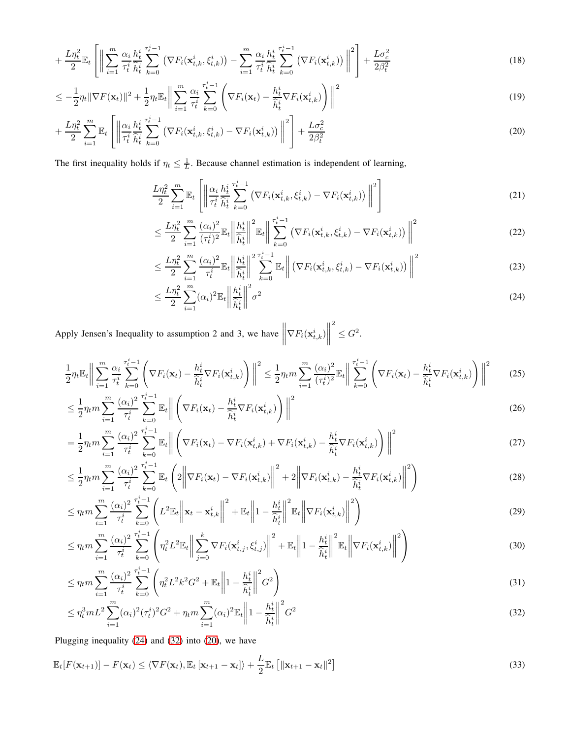$$+\frac{L\eta_t^2}{2}\mathbb{E}_t\left[\left\|\sum_{i=1}^m \frac{\alpha_i}{\tau_t^i}\frac{h_t^i}{\widehat{h}_t^i}\sum_{k=0}^{\tau_t^i-1}\left(\nabla F_i(\mathbf{x}_{t,k}^i,\xi_{t,k}^i)\right)-\sum_{i=1}^m \frac{\alpha_i}{\tau_t^i}\frac{h_t^i}{\widehat{h}_t^i}\sum_{k=0}^{\tau_t^i-1}\left(\nabla F_i(\mathbf{x}_{t,k}^i)\right)\right\|^2\right]+\frac{L\sigma_c^2}{2\beta_t^2} \tag{18}$$

$$\leq -\frac{1}{2}\eta_t\|\nabla F(\mathbf{x}_t)\|^2+\frac{1}{2}\eta_t\mathbb{E}_t\left\|\sum_{i=1}^m \frac{\alpha_i}{\tau_t^i}\sum_{k=0}^{\tau_t^i-1}\left(\nabla F_i(\mathbf{x}_t)-\frac{h_t^i}{\widehat{h}_t^i}\nabla F_i(\mathbf{x}_{t,k}^i)\right)\right\|^2 \tag{19}$$

$$+\frac{L\eta_t^2}{2}\sum_{i=1}^m\mathbb{E}_t\left[\left\|\frac{\alpha_i}{\tau_t^i}\frac{h_t^i}{\widehat{h}_t^i}\sum_{k=0}^{\tau_t^i-1}\left(\nabla F_i(\mathbf{x}_{t,k}^i,\xi_{t,k}^i)-\nabla F_i(\mathbf{x}_{t,k}^i)\right)\right\|^2\right]+\frac{L\sigma_c^2}{2\beta_t^2} \tag{20}$$

The first inequality holds if $\eta_t \leq \frac{1}{L}$. Because channel estimation is independent of learning,

$$\frac{L\eta_t^2}{2}\sum_{i=1}^m\mathbb{E}_t\left[\left\|\frac{\alpha_i}{\tau_t^i}\frac{h_t^i}{\widehat{h}_t^i}\sum_{k=0}^{\tau_t^i-1}\left(\nabla F_i(\mathbf{x}_{t,k}^i,\xi_{t,k}^i)-\nabla F_i(\mathbf{x}_{t,k}^i)\right)\right\|^2\right] \tag{21}$$

$$\leq \frac{L\eta_t^2}{2}\sum_{i=1}^m\frac{(\alpha_i)^2}{(\tau_t^i)^2}\mathbb{E}_t\left\|\frac{h_t^i}{\widehat{h}_t^i}\right\|^2\mathbb{E}_t\left\|\sum_{k=0}^{\tau_t^i-1}\left(\nabla F_i(\mathbf{x}_{t,k}^i,\xi_{t,k}^i)-\nabla F_i(\mathbf{x}_{t,k}^i)\right)\right\|^2 \tag{22}$$

$$\leq \frac{L\eta_t^2}{2}\sum_{i=1}^m\frac{(\alpha_i)^2}{\tau_t^i}\mathbb{E}_t\left\|\frac{h_t^i}{\widehat{h}_t^i}\right\|^2\sum_{k=0}^{\tau_t^i-1}\mathbb{E}_t\left\|\left(\nabla F_i(\mathbf{x}_{t,k}^i,\xi_{t,k}^i)-\nabla F_i(\mathbf{x}_{t,k}^i)\right)\right\|^2 \tag{23}$$

$$\leq \frac{L\eta_t^2}{2}\sum_{i=1}^m(\alpha_i)^2\mathbb{E}_t\left\|\frac{h_t^i}{\widehat{h}_t^i}\right\|^2\sigma^2 \tag{24}$$

Apply Jensen's Inequality to assumption 2 and 3, we have $\left\|\nabla F_i(\mathbf{x}_{t,k}^i)\right\|^2 \leq G^2$.

$$\frac{1}{2}\eta_t\mathbb{E}_t\left\|\sum_{i=1}^m \frac{\alpha_i}{\tau_t^i}\sum_{k=0}^{\tau_t^i-1}\left(\nabla F_i(\mathbf{x}_t)-\frac{h_t^i}{\widehat{h}_t^i}\nabla F_i(\mathbf{x}_{t,k}^i)\right)\right\|^2 \leq \frac{1}{2}\eta_t m\sum_{i=1}^m\frac{(\alpha_i)^2}{(\tau_t^i)^2}\mathbb{E}_t\left\|\sum_{k=0}^{\tau_t^i-1}\left(\nabla F_i(\mathbf{x}_t)-\frac{h_t^i}{\widehat{h}_t^i}\nabla F_i(\mathbf{x}_{t,k}^i)\right)\right\|^2 \tag{25}$$

$$\leq \frac{1}{2}\eta_t m\sum_{i=1}^m\frac{(\alpha_i)^2}{\tau_t^i}\sum_{k=0}^{\tau_t^i-1}\mathbb{E}_t\left\|\left(\nabla F_i(\mathbf{x}_t)-\frac{h_t^i}{\widehat{h}_t^i}\nabla F_i(\mathbf{x}_{t,k}^i)\right)\right\|^2 \tag{26}$$

$$= \frac{1}{2}\eta_t m\sum_{i=1}^m\frac{(\alpha_i)^2}{\tau_t^i}\sum_{k=0}^{\tau_t^i-1}\mathbb{E}_t\left\|\left(\nabla F_i(\mathbf{x}_t)-\nabla F_i(\mathbf{x}_{t,k}^i)+\nabla F_i(\mathbf{x}_{t,k}^i)-\frac{h_t^i}{\widehat{h}_t^i}\nabla F_i(\mathbf{x}_{t,k}^i)\right)\right\|^2 \tag{27}$$

$$\leq \frac{1}{2}\eta_t m\sum_{i=1}^m\frac{(\alpha_i)^2}{\tau_t^i}\sum_{k=0}^{\tau_t^i-1}\mathbb{E}_t\left(2\left\|\nabla F_i(\mathbf{x}_t)-\nabla F_i(\mathbf{x}_{t,k}^i)\right\|^2+2\left\|\nabla F_i(\mathbf{x}_{t,k}^i)-\frac{h_t^i}{\widehat{h}_t^i}\nabla F_i(\mathbf{x}_{t,k}^i)\right\|^2\right) \tag{28}$$

$$\leq \eta_t m\sum_{i=1}^m\frac{(\alpha_i)^2}{\tau_t^i}\sum_{k=0}^{\tau_t^i-1}\left(L^2\mathbb{E}_t\left\|\mathbf{x}_t-\mathbf{x}_{t,k}^i\right\|^2+\mathbb{E}_t\left\|1-\frac{h_t^i}{\widehat{h}_t^i}\right\|^2\mathbb{E}_t\left\|\nabla F_i(\mathbf{x}_{t,k}^i)\right\|^2\right) \tag{29}$$

$$\leq \eta_t m\sum_{i=1}^m\frac{(\alpha_i)^2}{\tau_t^i}\sum_{k=0}^{\tau_t^i-1}\left(\eta_t^2L^2\mathbb{E}_t\left\|\sum_{j=0}^{k}\nabla F_i(\mathbf{x}_{t,j}^i,\xi_{t,j}^i)\right\|^2+\mathbb{E}_t\left\|1-\frac{h_t^i}{\widehat{h}_t^i}\right\|^2\mathbb{E}_t\left\|\nabla F_i(\mathbf{x}_{t,k}^i)\right\|^2\right) \tag{30}$$

$$\leq \eta_t m\sum_{i=1}^m\frac{(\alpha_i)^2}{\tau_t^i}\sum_{k=0}^{\tau_t^i-1}\left(\eta_t^2L^2k^2G^2+\mathbb{E}_t\left\|1-\frac{h_t^i}{\widehat{h}_t^i}\right\|^2G^2\right) \tag{31}$$

$$\leq \eta_t^3 mL^2\sum_{i=1}^m(\alpha_i)^2(\tau_t^i)^2G^2+\eta_t m\sum_{i=1}^m(\alpha_i)^2\mathbb{E}_t\left\|1-\frac{h_t^i}{\widehat{h}_t^i}\right\|^2G^2 \tag{32}$$

Plugging inequality (24) and (32) into (20), we have

$$\mathbb{E}_t[F(\mathbf{x}_{t+1})]-F(\mathbf{x}_t) \leq \langle\nabla F(\mathbf{x}_t),\mathbb{E}_t\left[\mathbf{x}_{t+1}-\mathbf{x}_t\right]\rangle+\frac{L}{2}\mathbb{E}_t\left[\|\mathbf{x}_{t+1}-\mathbf{x}_t\|^2\right] \tag{33}$$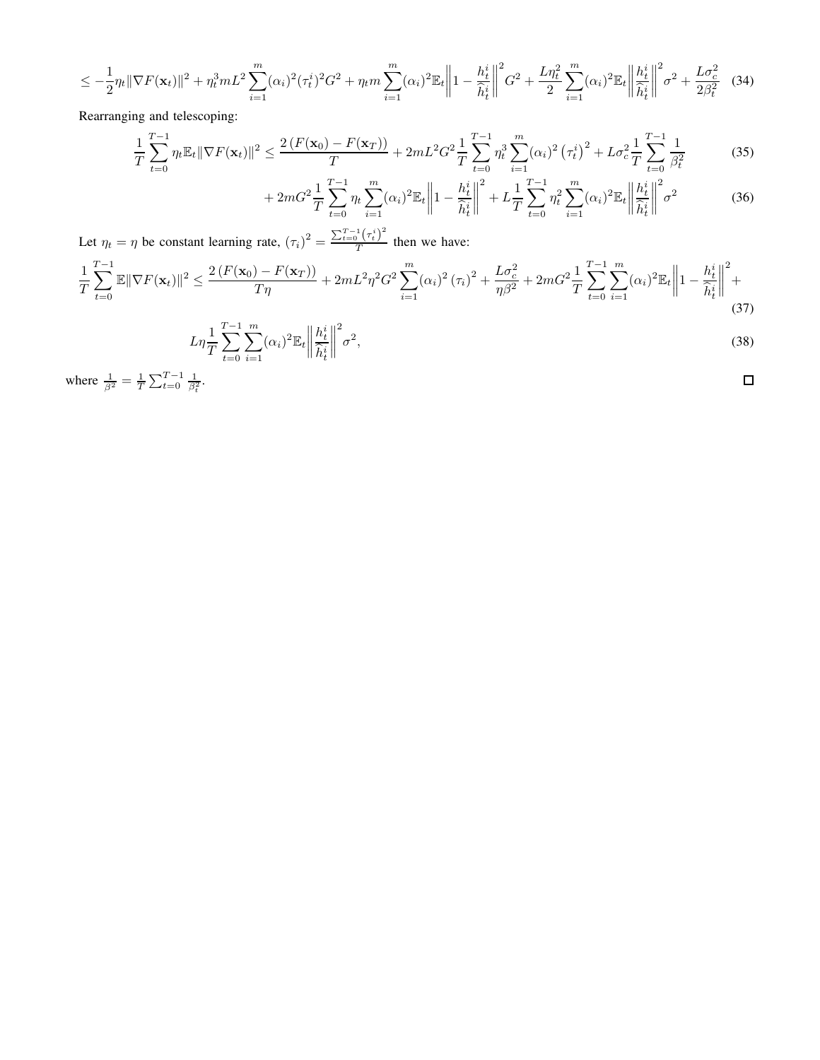$$\leq -\frac{1}{2}\eta_t\|\nabla F(\mathbf{x}_t)\|^2 + \eta_t^3 mL^2 \sum_{i=1}^{m}(\alpha_i)^2(\tau_t^i)^2 G^2 + \eta_t m \sum_{i=1}^{m}(\alpha_i)^2 \mathbb{E}_t\left\|1 - \frac{h_t^i}{\widehat{h}_t^i}\right\|^2 G^2 + \frac{L\eta_t^2}{2}\sum_{i=1}^{m}(\alpha_i)^2\mathbb{E}_t\left\|\frac{h_t^i}{\widehat{h}_t^i}\right\|^2\sigma^2 + \frac{L\sigma_c^2}{2\beta_t^2} \quad (34)$$

Rearranging and telescoping:

$$\frac{1}{T}\sum_{t=0}^{T-1}\eta_t\mathbb{E}_t\|\nabla F(\mathbf{x}_t)\|^2 \leq \frac{2\left(F(\mathbf{x}_0) - F(\mathbf{x}_T)\right)}{T} + 2mL^2G^2\frac{1}{T}\sum_{t=0}^{T-1}\eta_t^3\sum_{i=1}^{m}(\alpha_i)^2\left(\tau_t^i\right)^2 + L\sigma_c^2\frac{1}{T}\sum_{t=0}^{T-1}\frac{1}{\beta_t^2} \quad (35)$$

$$+ 2mG^2\frac{1}{T}\sum_{t=0}^{T-1}\eta_t\sum_{i=1}^{m}(\alpha_i)^2\mathbb{E}_t\left\|1 - \frac{h_t^i}{\widehat{h}_t^i}\right\|^2 + L\frac{1}{T}\sum_{t=0}^{T-1}\eta_t^2\sum_{i=1}^{m}(\alpha_i)^2\mathbb{E}_t\left\|\frac{h_t^i}{\widehat{h}_t^i}\right\|^2\sigma^2 \quad (36)$$

Let $\eta_t = \eta$ be constant learning rate, $\left(\tau_i\right)^2 = \frac{\sum_{t=0}^{T-1}\left(\tau_t^i\right)^2}{T}$ then we have:

$$\frac{1}{T}\sum_{t=0}^{T-1}\mathbb{E}\|\nabla F(\mathbf{x}_t)\|^2 \leq \frac{2\left(F(\mathbf{x}_0) - F(\mathbf{x}_T)\right)}{T\eta} + 2mL^2\eta^2G^2\sum_{i=1}^{m}(\alpha_i)^2\left(\tau_i\right)^2 + \frac{L\sigma_c^2}{\eta\beta^2} + 2mG^2\frac{1}{T}\sum_{t=0}^{T-1}\sum_{i=1}^{m}(\alpha_i)^2\mathbb{E}_t\left\|1 - \frac{h_t^i}{\widehat{h}_t^i}\right\|^2 + \quad (37)$$

$$L\eta\frac{1}{T}\sum_{t=0}^{T-1}\sum_{i=1}^{m}(\alpha_i)^2\mathbb{E}_t\left\|\frac{h_t^i}{\widehat{h}_t^i}\right\|^2\sigma^2, \quad (38)$$

where $\frac{1}{\beta^2} = \frac{1}{T}\sum_{t=0}^{T-1}\frac{1}{\beta_t^2}$. □